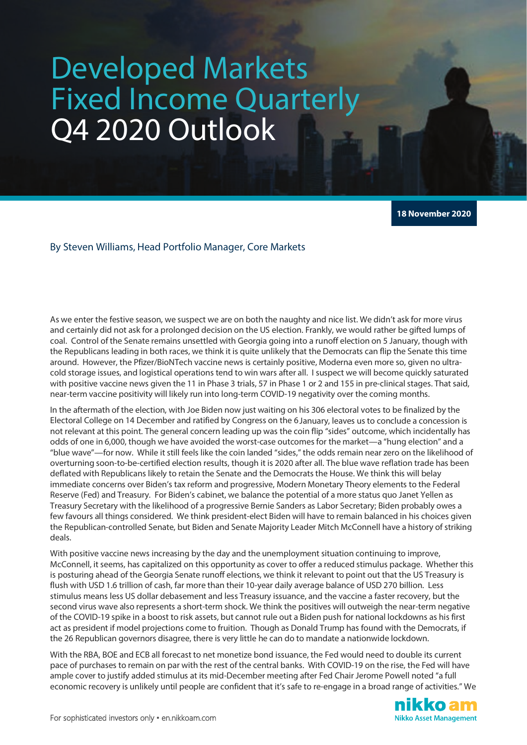# Developed Markets Fixed Income Quarterly Q4 2020 Outlook

**18 November 2020**

By Steven Williams, Head Portfolio Manager, Core Markets

As we enter the festive season, we suspect we are on both the naughty and nice list. We didn't ask for more virus and certainly did not ask for a prolonged decision on the US election. Frankly, we would rather be gifted lumps of coal. Control of the Senate remains unsettled with Georgia going into a runoff election on 5 January, though with the Republicans leading in both races, we think it is quite unlikely that the Democrats can flip the Senate this time around. However, the Pfizer/BioNTech vaccine news is certainly positive, Moderna even more so, given no ultra-cold storage issues, and logistical operations tend to win wars after all. I suspect we will become quickly saturated with positive vaccine news given the 11 in Phase 3 trials, 57 in Phase 1 or 2 and 155 in pre-clinical stages. That said, near-term vaccine positivity will likely run into long-term COVID-19 negativity over the coming months.

In the aftermath of the election, with Joe Biden now just waiting on his 306 electoral votes to be finalized by the Electoral College on 14 December and ratified by Congress on the 6 January, leaves us to conclude a concession is not relevant at this point. The general concern leading up was the coin flip "sides" outcome, which incidentally has odds of one in 6,000, though we have avoided the worst-case outcomes for the market—a "hung election" and a "blue wave"—for now. While it still feels like the coin landed "sides," the odds remain near zero on the likelihood of overturning soon-to-be-certified election results, though it is 2020 after all. The blue wave reflation trade has been deflated with Republicans likely to retain the Senate and the Democrats the House. We think this will belay immediate concerns over Biden's tax reform and progressive, Modern Monetary Theory elements to the Federal Reserve (Fed) and Treasury. For Biden's cabinet, we balance the potential of a more status quo Janet Yellen as Treasury Secretary with the likelihood of a progressive Bernie Sanders as Labor Secretary; Biden probably owes a few favours all things considered. We think president-elect Biden will have to remain balanced in his choices given the Republican-controlled Senate, but Biden and Senate Majority Leader Mitch McConnell have a history of striking deals.

With positive vaccine news increasing by the day and the unemployment situation continuing to improve, McConnell, it seems, has capitalized on this opportunity as cover to offer a reduced stimulus package. Whether this is posturing ahead of the Georgia Senate runoff elections, we think it relevant to point out that the US Treasury is flush with USD 1.6 trillion of cash, far more than their 10-year daily average balance of USD 270 billion. Less stimulus means less US dollar debasement and less Treasury issuance, and the vaccine a faster recovery, but the second virus wave also represents a short-term shock. We think the positives will outweigh the near-term negative of the COVID-19 spike in a boost to risk assets, but cannot rule out a Biden push for national lockdowns as his first act as president if model projections come to fruition. Though as Donald Trump has found with the Democrats, if the 26 Republican governors disagree, there is very little he can do to mandate a nationwide lockdown.

With the RBA, BOE and ECB all forecast to net monetize bond issuance, the Fed would need to double its current pace of purchases to remain on par with the rest of the central banks. With COVID-19 on the rise, the Fed will have ample cover to justify added stimulus at its mid-December meeting after Fed Chair Jerome Powell noted "a full economic recovery is unlikely until people are confident that it's safe to re-engage in a broad range of activities." We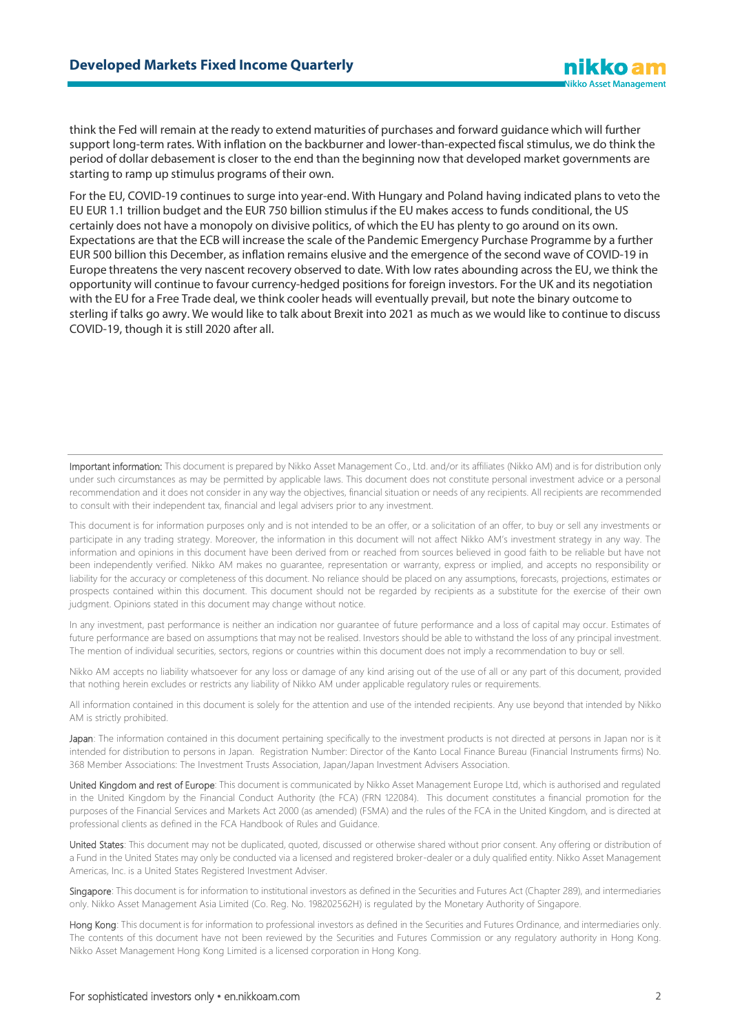think the Fed will remain at the ready to extend maturities of purchases and forward guidance which will further support long-term rates. With inflation on the backburner and lower-than-expected fiscal stimulus, we do think the period of dollar debasement is closer to the end than the beginning now that developed market governments are starting to ramp up stimulus programs of their own.

For the EU, COVID-19 continues to surge into year-end. With Hungary and Poland having indicated plans to veto the EU EUR 1.1 trillion budget and the EUR 750 billion stimulus if the EU makes access to funds conditional, the US certainly does not have a monopoly on divisive politics, of which the EU has plenty to go around on its own. Expectations are that the ECB will increase the scale of the Pandemic Emergency Purchase Programme by a further EUR 500 billion this December, as inflation remains elusive and the emergence of the second wave of COVID-19 in Europe threatens the very nascent recovery observed to date. With low rates abounding across the EU, we think the opportunity will continue to favour currency-hedged positions for foreign investors. For the UK and its negotiation with the EU for a Free Trade deal, we think cooler heads will eventually prevail, but note the binary outcome to sterling if talks go awry. We would like to talk about Brexit into 2021 as much as we would like to continue to discuss COVID-19, though it is still 2020 after all.

---

Important information: This document is prepared by Nikko Asset Management Co., Ltd. and/or its affiliates (Nikko AM) and is for distribution only under such circumstances as may be permitted by applicable laws. This document does not constitute personal investment advice or a personal recommendation and it does not consider in any way the objectives, financial situation or needs of any recipients. All recipients are recommended to consult with their independent tax, financial and legal advisers prior to any investment.

This document is for information purposes only and is not intended to be an offer, or a solicitation of an offer, to buy or sell any investments or participate in any trading strategy. Moreover, the information in this document will not affect Nikko AM's investment strategy in any way. The information and opinions in this document have been derived from or reached from sources believed in good faith to be reliable but have not been independently verified. Nikko AM makes no guarantee, representation or warranty, express or implied, and accepts no responsibility or liability for the accuracy or completeness of this document. No reliance should be placed on any assumptions, forecasts, projections, estimates or prospects contained within this document. This document should not be regarded by recipients as a substitute for the exercise of their own judgment. Opinions stated in this document may change without notice.

In any investment, past performance is neither an indication nor guarantee of future performance and a loss of capital may occur. Estimates of future performance are based on assumptions that may not be realised. Investors should be able to withstand the loss of any principal investment. The mention of individual securities, sectors, regions or countries within this document does not imply a recommendation to buy or sell.

Nikko AM accepts no liability whatsoever for any loss or damage of any kind arising out of the use of all or any part of this document, provided that nothing herein excludes or restricts any liability of Nikko AM under applicable regulatory rules or requirements.

All information contained in this document is solely for the attention and use of the intended recipients. Any use beyond that intended by Nikko AM is strictly prohibited.

Japan: The information contained in this document pertaining specifically to the investment products is not directed at persons in Japan nor is it intended for distribution to persons in Japan. Registration Number: Director of the Kanto Local Finance Bureau (Financial Instruments firms) No. 368 Member Associations: The Investment Trusts Association, Japan/Japan Investment Advisers Association.

United Kingdom and rest of Europe: This document is communicated by Nikko Asset Management Europe Ltd, which is authorised and regulated in the United Kingdom by the Financial Conduct Authority (the FCA) (FRN 122084). This document constitutes a financial promotion for the purposes of the Financial Services and Markets Act 2000 (as amended) (FSMA) and the rules of the FCA in the United Kingdom, and is directed at professional clients as defined in the FCA Handbook of Rules and Guidance.

United States: This document may not be duplicated, quoted, discussed or otherwise shared without prior consent. Any offering or distribution of a Fund in the United States may only be conducted via a licensed and registered broker-dealer or a duly qualified entity. Nikko Asset Management Americas, Inc. is a United States Registered Investment Adviser.

Singapore: This document is for information to institutional investors as defined in the Securities and Futures Act (Chapter 289), and intermediaries only. Nikko Asset Management Asia Limited (Co. Reg. No. 198202562H) is regulated by the Monetary Authority of Singapore.

Hong Kong: This document is for information to professional investors as defined in the Securities and Futures Ordinance, and intermediaries only. The contents of this document have not been reviewed by the Securities and Futures Commission or any regulatory authority in Hong Kong. Nikko Asset Management Hong Kong Limited is a licensed corporation in Hong Kong.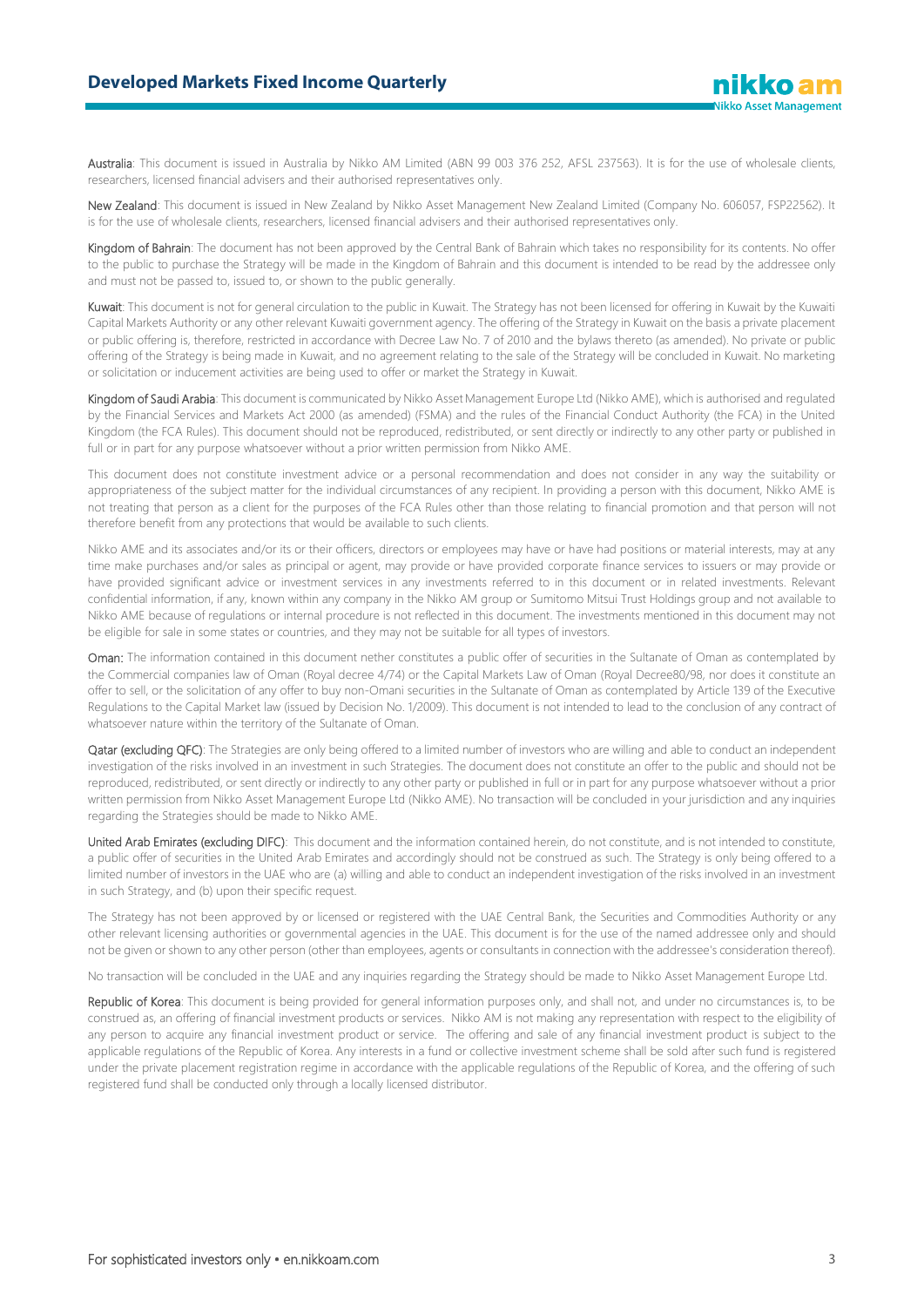Australia: This document is issued in Australia by Nikko AM Limited (ABN 99 003 376 252, AFSL 237563). It is for the use of wholesale clients, researchers, licensed financial advisers and their authorised representatives only.

New Zealand: This document is issued in New Zealand by Nikko Asset Management New Zealand Limited (Company No. 606057, FSP22562). It is for the use of wholesale clients, researchers, licensed financial advisers and their authorised representatives only.

Kingdom of Bahrain: The document has not been approved by the Central Bank of Bahrain which takes no responsibility for its contents. No offer to the public to purchase the Strategy will be made in the Kingdom of Bahrain and this document is intended to be read by the addressee only and must not be passed to, issued to, or shown to the public generally.

Kuwait: This document is not for general circulation to the public in Kuwait. The Strategy has not been licensed for offering in Kuwait by the Kuwaiti Capital Markets Authority or any other relevant Kuwaiti government agency. The offering of the Strategy in Kuwait on the basis a private placement or public offering is, therefore, restricted in accordance with Decree Law No. 7 of 2010 and the bylaws thereto (as amended). No private or public offering of the Strategy is being made in Kuwait, and no agreement relating to the sale of the Strategy will be concluded in Kuwait. No marketing or solicitation or inducement activities are being used to offer or market the Strategy in Kuwait.

Kingdom of Saudi Arabia: This document is communicated by Nikko Asset Management Europe Ltd (Nikko AME), which is authorised and regulated by the Financial Services and Markets Act 2000 (as amended) (FSMA) and the rules of the Financial Conduct Authority (the FCA) in the United Kingdom (the FCA Rules). This document should not be reproduced, redistributed, or sent directly or indirectly to any other party or published in full or in part for any purpose whatsoever without a prior written permission from Nikko AME.

This document does not constitute investment advice or a personal recommendation and does not consider in any way the suitability or appropriateness of the subject matter for the individual circumstances of any recipient. In providing a person with this document, Nikko AME is not treating that person as a client for the purposes of the FCA Rules other than those relating to financial promotion and that person will not therefore benefit from any protections that would be available to such clients.

Nikko AME and its associates and/or its or their officers, directors or employees may have or have had positions or material interests, may at any time make purchases and/or sales as principal or agent, may provide or have provided corporate finance services to issuers or may provide or have provided significant advice or investment services in any investments referred to in this document or in related investments. Relevant confidential information, if any, known within any company in the Nikko AM group or Sumitomo Mitsui Trust Holdings group and not available to Nikko AME because of regulations or internal procedure is not reflected in this document. The investments mentioned in this document may not be eligible for sale in some states or countries, and they may not be suitable for all types of investors.

Oman: The information contained in this document nether constitutes a public offer of securities in the Sultanate of Oman as contemplated by the Commercial companies law of Oman (Royal decree 4/74) or the Capital Markets Law of Oman (Royal Decree80/98, nor does it constitute an offer to sell, or the solicitation of any offer to buy non-Omani securities in the Sultanate of Oman as contemplated by Article 139 of the Executive Regulations to the Capital Market law (issued by Decision No. 1/2009). This document is not intended to lead to the conclusion of any contract of whatsoever nature within the territory of the Sultanate of Oman.

Qatar (excluding QFC): The Strategies are only being offered to a limited number of investors who are willing and able to conduct an independent investigation of the risks involved in an investment in such Strategies. The document does not constitute an offer to the public and should not be reproduced, redistributed, or sent directly or indirectly to any other party or published in full or in part for any purpose whatsoever without a prior written permission from Nikko Asset Management Europe Ltd (Nikko AME). No transaction will be concluded in your jurisdiction and any inquiries regarding the Strategies should be made to Nikko AME.

United Arab Emirates (excluding DIFC): This document and the information contained herein, do not constitute, and is not intended to constitute, a public offer of securities in the United Arab Emirates and accordingly should not be construed as such. The Strategy is only being offered to a limited number of investors in the UAE who are (a) willing and able to conduct an independent investigation of the risks involved in an investment in such Strategy, and (b) upon their specific request.

The Strategy has not been approved by or licensed or registered with the UAE Central Bank, the Securities and Commodities Authority or any other relevant licensing authorities or governmental agencies in the UAE. This document is for the use of the named addressee only and should not be given or shown to any other person (other than employees, agents or consultants in connection with the addressee's consideration thereof).

No transaction will be concluded in the UAE and any inquiries regarding the Strategy should be made to Nikko Asset Management Europe Ltd.

Republic of Korea: This document is being provided for general information purposes only, and shall not, and under no circumstances is, to be construed as, an offering of financial investment products or services. Nikko AM is not making any representation with respect to the eligibility of any person to acquire any financial investment product or service. The offering and sale of any financial investment product is subject to the applicable regulations of the Republic of Korea. Any interests in a fund or collective investment scheme shall be sold after such fund is registered under the private placement registration regime in accordance with the applicable regulations of the Republic of Korea, and the offering of such registered fund shall be conducted only through a locally licensed distributor.